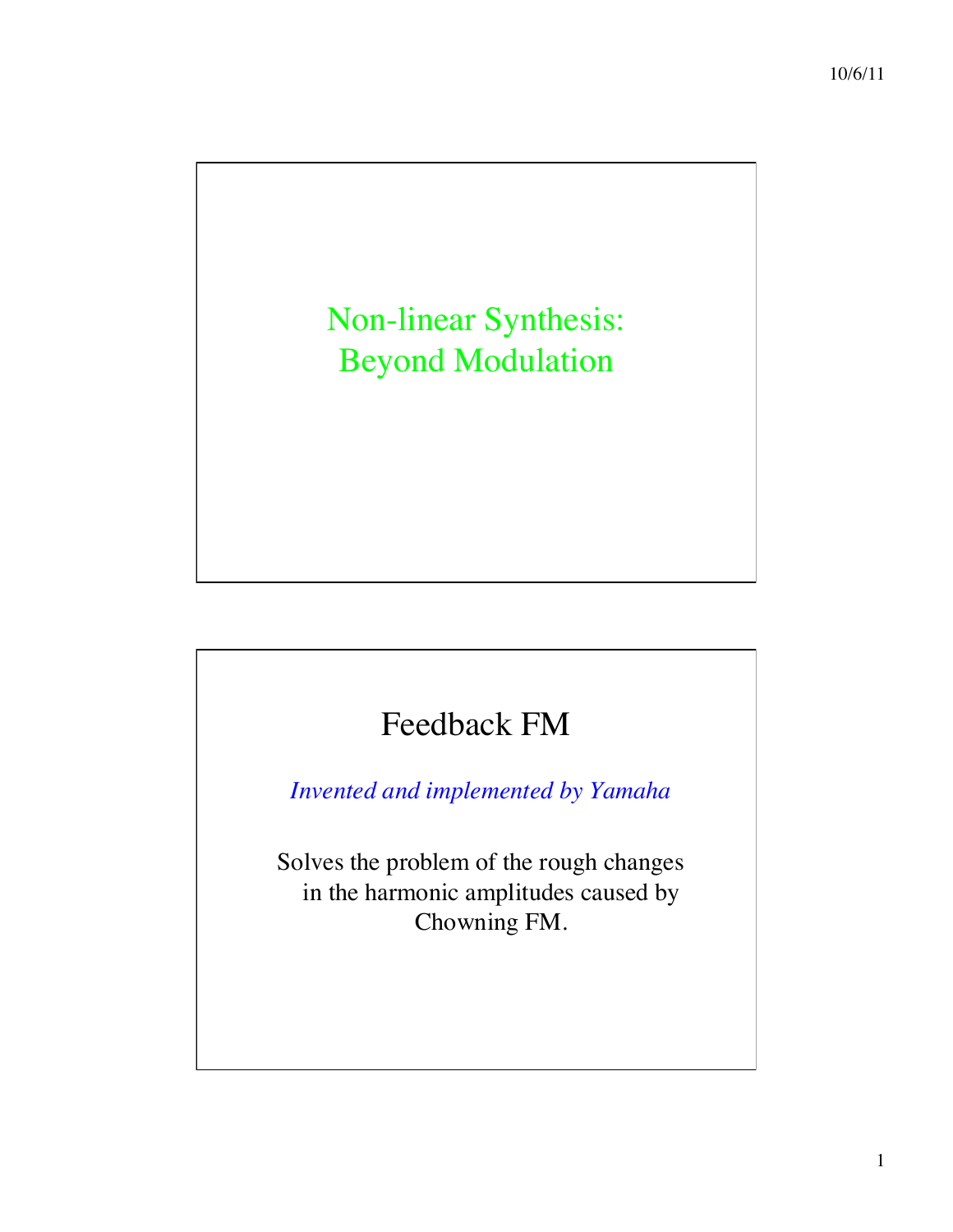# Non-linear Synthesis: Beyond Modulation

## Feedback FM

*Invented and implemented by Yamaha*

Solves the problem of the rough changes in the harmonic amplitudes caused by Chowning FM.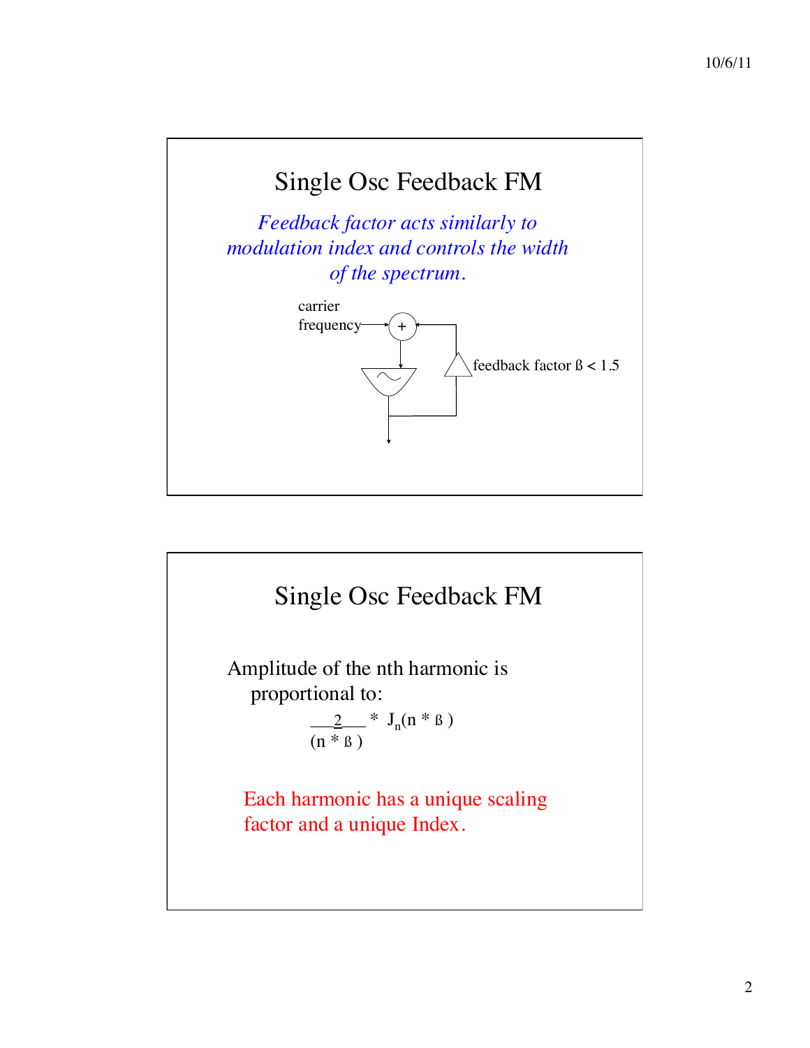## Single Osc Feedback FM

*Feedback factor acts similarly to modulation index and controls the width of the spectrum.*

carrier frequency

+

feedback factor $\beta < 1.5$

## Single Osc Feedback FM

Amplitude of the nth harmonic is proportional to:

$$\frac{2}{(n * \beta)} * J_n(n * \beta)$$

Each harmonic has a unique scaling factor and a unique Index.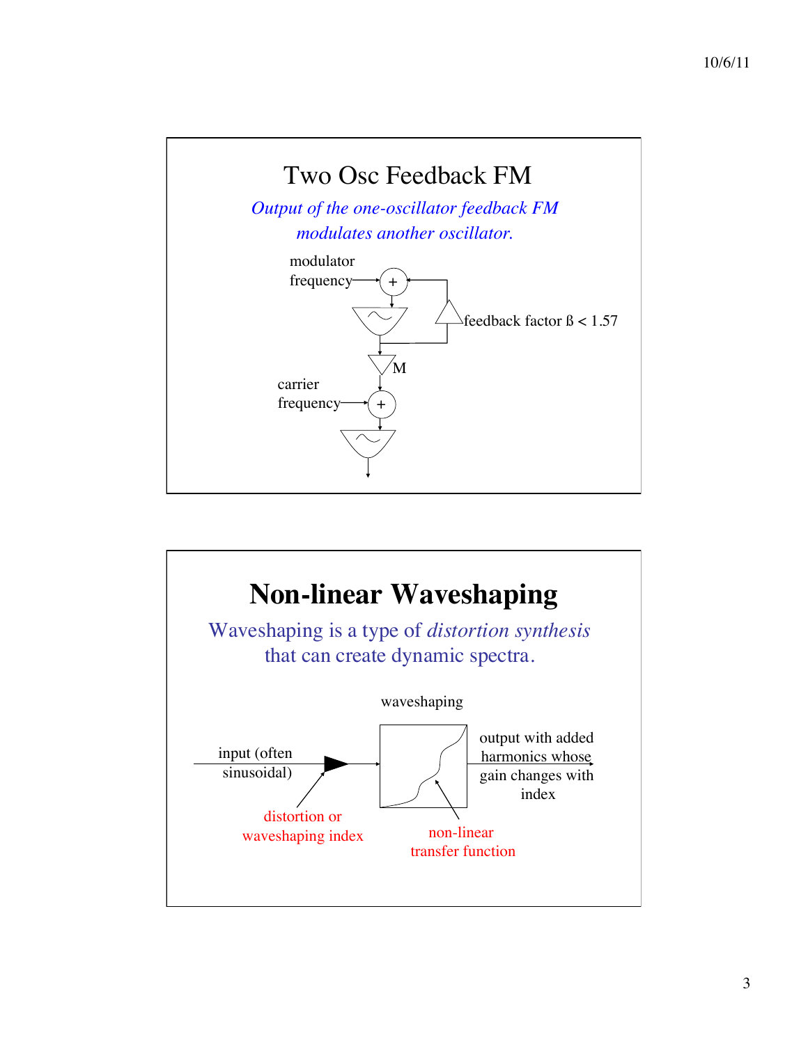## Two Osc Feedback FM

*Output of the one-oscillator feedback FM modulates another oscillator.*

modulator frequency

feedback factor ß < 1.57

M

carrier frequency

## Non-linear Waveshaping

Waveshaping is a type of *distortion synthesis* that can create dynamic spectra.

waveshaping

input (often sinusoidal)

output with added harmonics whose gain changes with index

distortion or waveshaping index

non-linear transfer function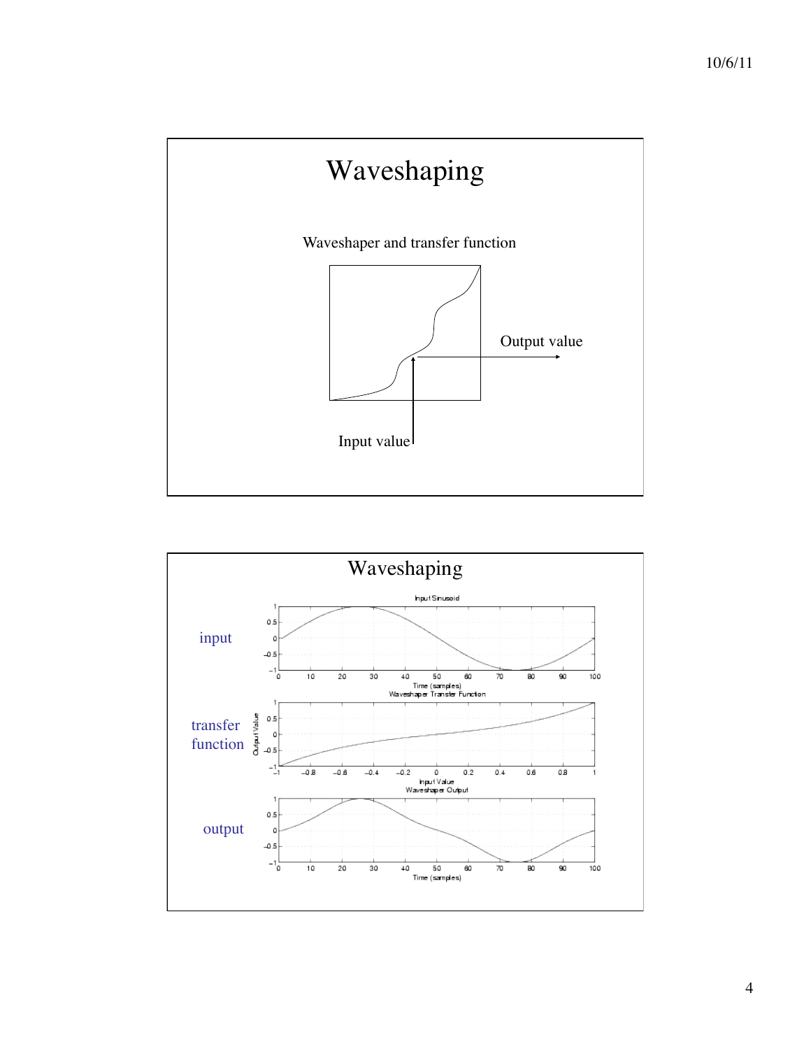# Waveshaping

Waveshaper and transfer function

Output value

Input value

# Waveshaping

input

Input Sinusoid

transfer function

Waveshaper Transfer Function

output

Waveshaper Output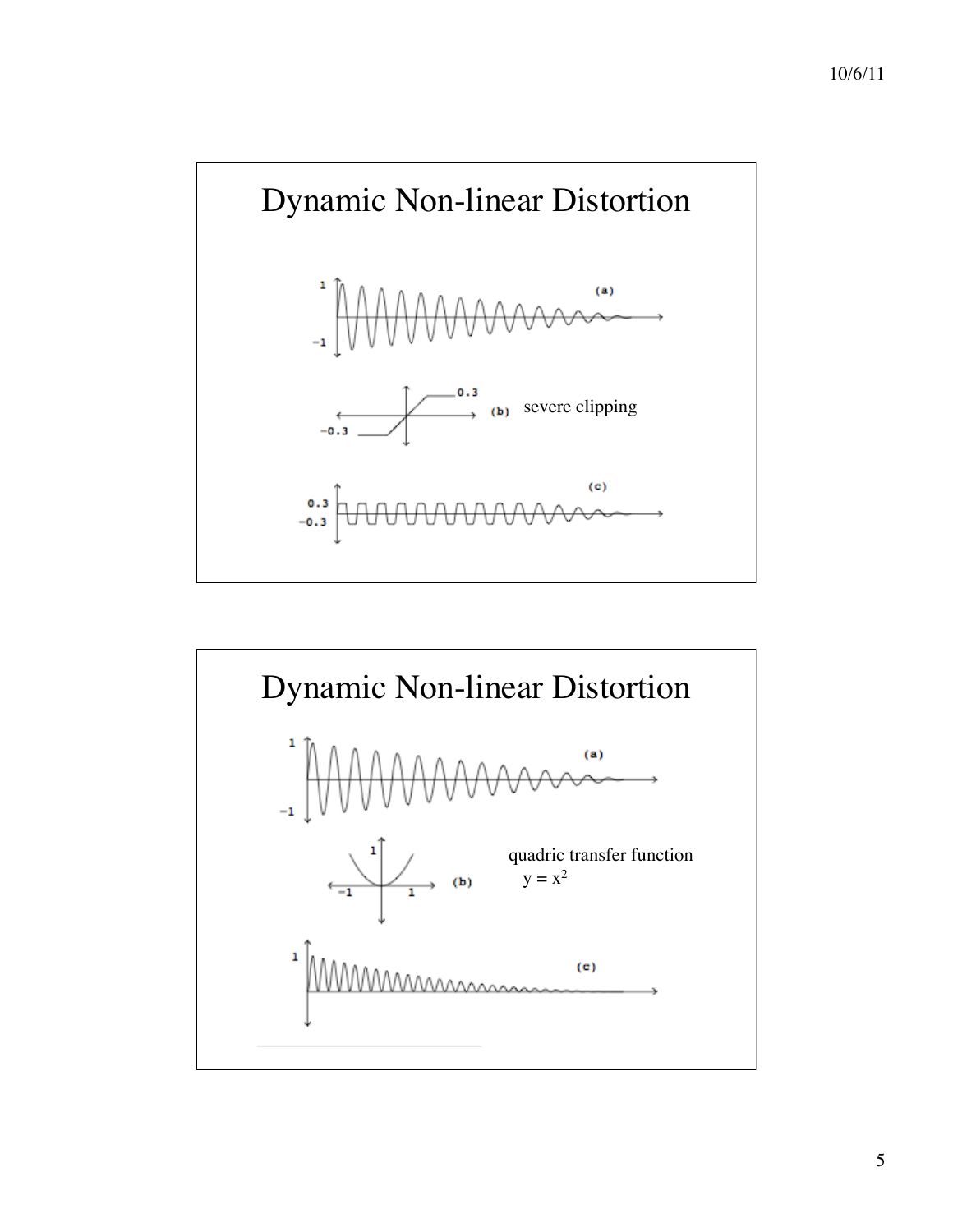# Dynamic Non-linear Distortion

(a)

(b) severe clipping

(c)

# Dynamic Non-linear Distortion

(a)

(b)

quadric transfer function

$y = x^2$

(c)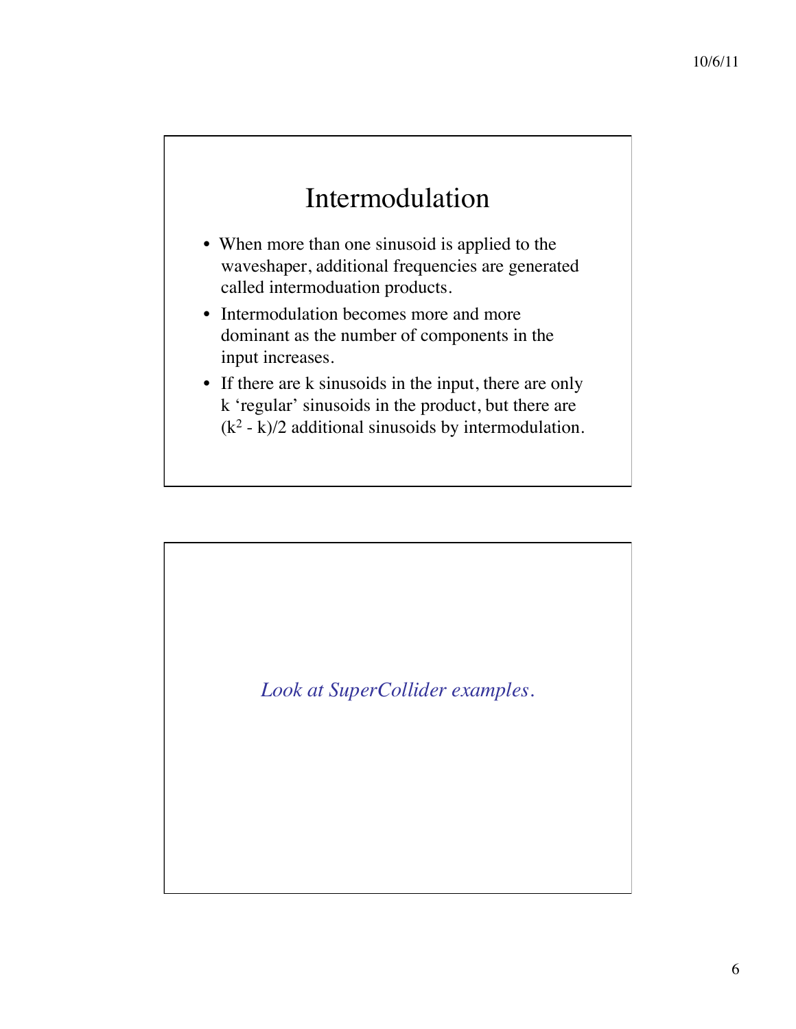# Intermodulation

- When more than one sinusoid is applied to the waveshaper, additional frequencies are generated called intermoduation products.
- Intermodulation becomes more and more dominant as the number of components in the input increases.
- If there are k sinusoids in the input, there are only k 'regular' sinusoids in the product, but there are $(k^2 - k)/2$ additional sinusoids by intermodulation.

*Look at SuperCollider examples.*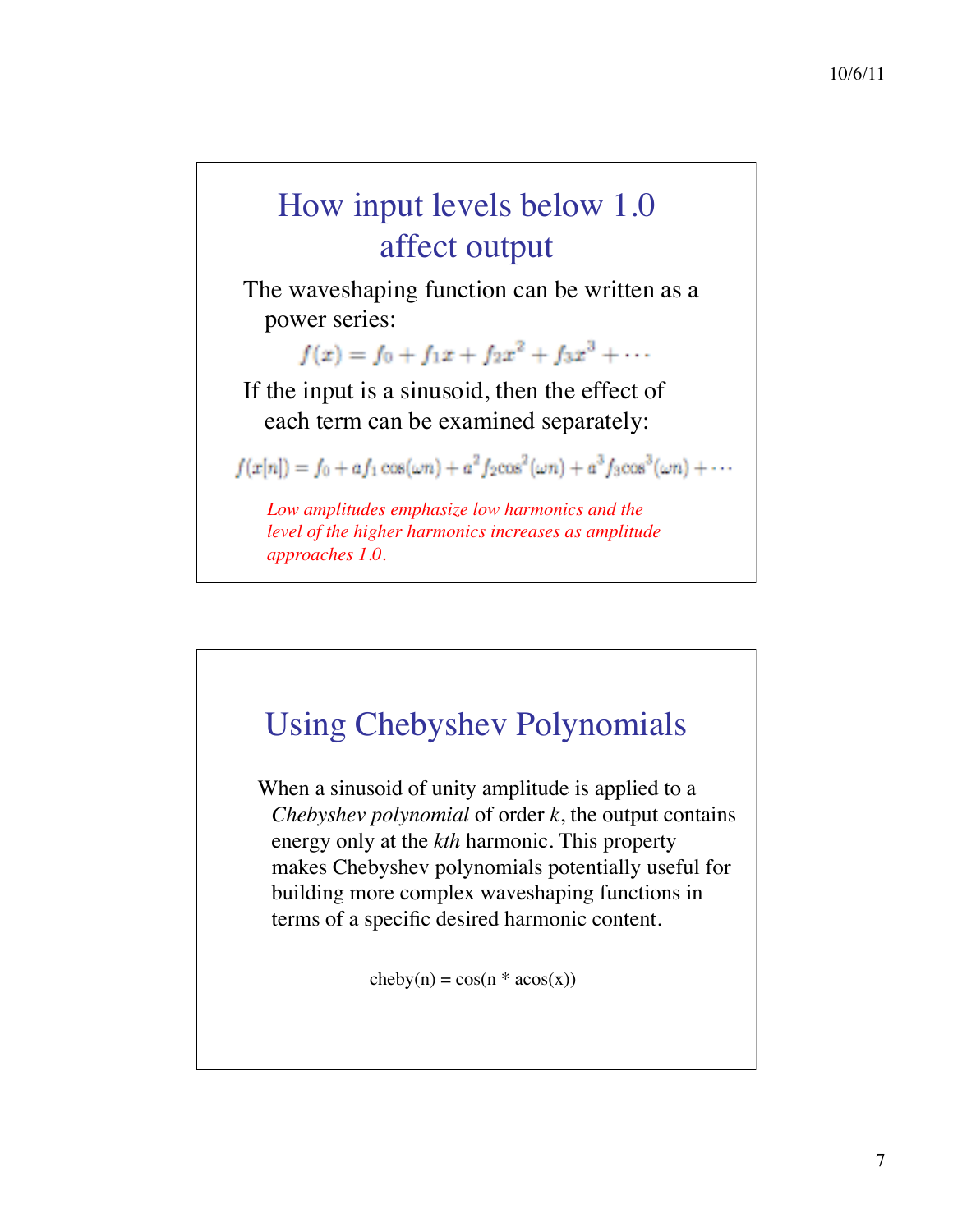## How input levels below 1.0 affect output

The waveshaping function can be written as a power series:

$$f(x) = f_0 + f_1 x + f_2 x^2 + f_3 x^3 + \cdots$$

If the input is a sinusoid, then the effect of each term can be examined separately:

$$f(x[n]) = f_0 + a f_1 \cos(\omega n) + a^2 f_2 \cos^2(\omega n) + a^3 f_3 \cos^3(\omega n) + \cdots$$

*Low amplitudes emphasize low harmonics and the level of the higher harmonics increases as amplitude approaches 1.0.*

## Using Chebyshev Polynomials

When a sinusoid of unity amplitude is applied to a *Chebyshev polynomial* of order *k*, the output contains energy only at the *kth* harmonic. This property makes Chebyshev polynomials potentially useful for building more complex waveshaping functions in terms of a specific desired harmonic content.

cheby(n) = cos(n * acos(x))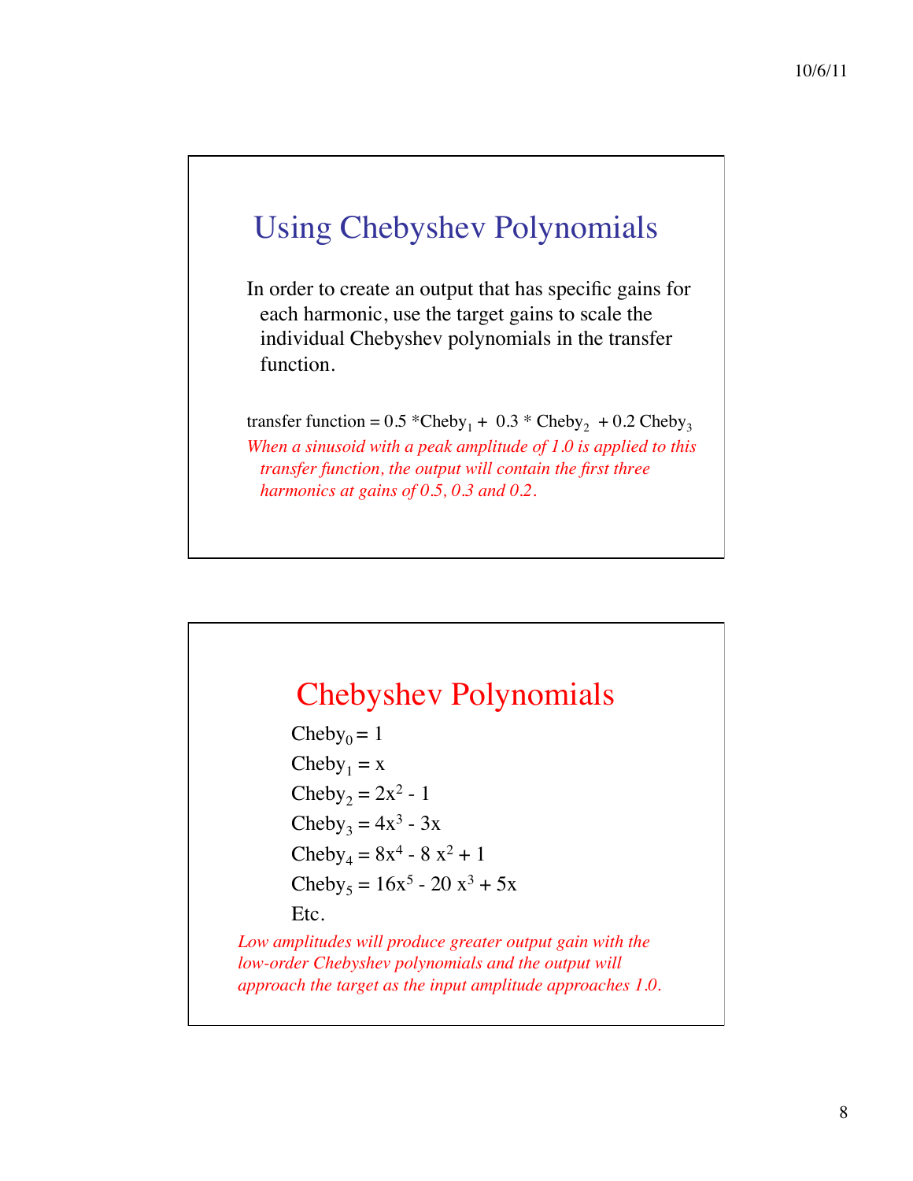## Using Chebyshev Polynomials

In order to create an output that has specific gains for each harmonic, use the target gains to scale the individual Chebyshev polynomials in the transfer function.

transfer function = 0.5 *$\text{Cheby}_1$ + 0.3 * $\text{Cheby}_2$ + 0.2 $\text{Cheby}_3$

*When a sinusoid with a peak amplitude of 1.0 is applied to this transfer function, the output will contain the first three harmonics at gains of 0.5, 0.3 and 0.2.*

## Chebyshev Polynomials

$\text{Cheby}_0 = 1$

$\text{Cheby}_1 = x$

$\text{Cheby}_2 = 2x^2 - 1$

$\text{Cheby}_3 = 4x^3 - 3x$

$\text{Cheby}_4 = 8x^4 - 8x^2 + 1$

$\text{Cheby}_5 = 16x^5 - 20x^3 + 5x$

Etc.

*Low amplitudes will produce greater output gain with the low-order Chebyshev polynomials and the output will approach the target as the input amplitude approaches 1.0.*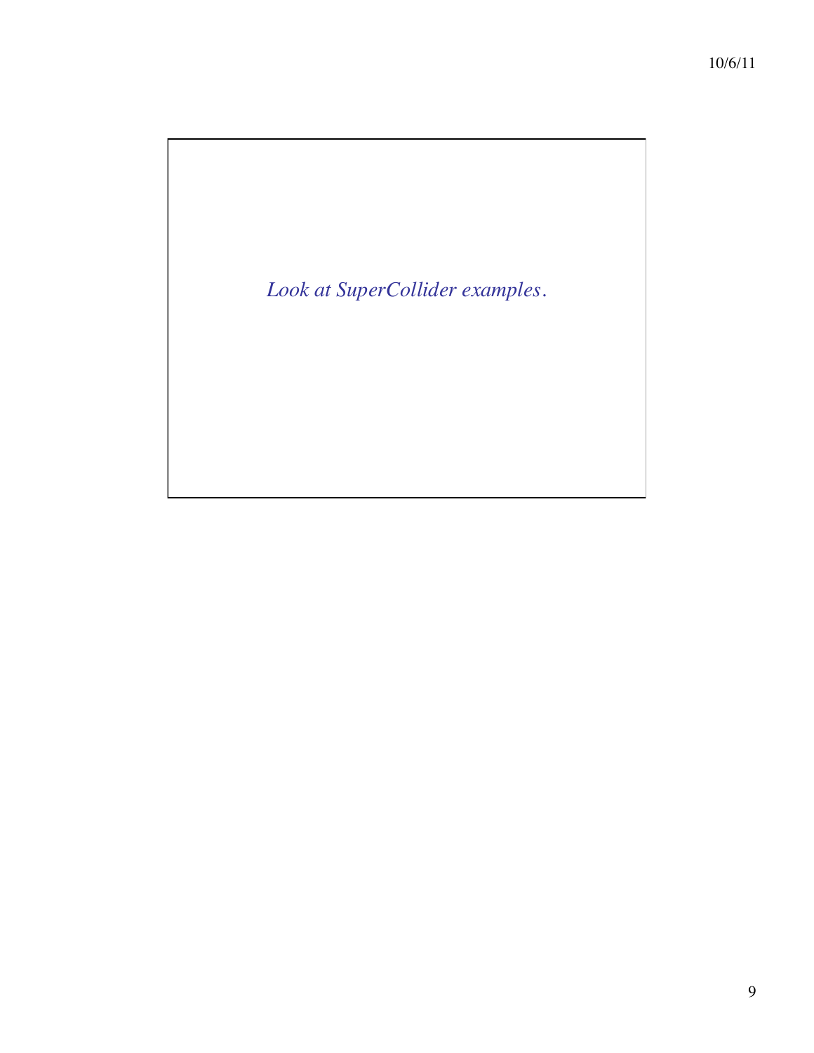*Look at SuperCollider examples.*